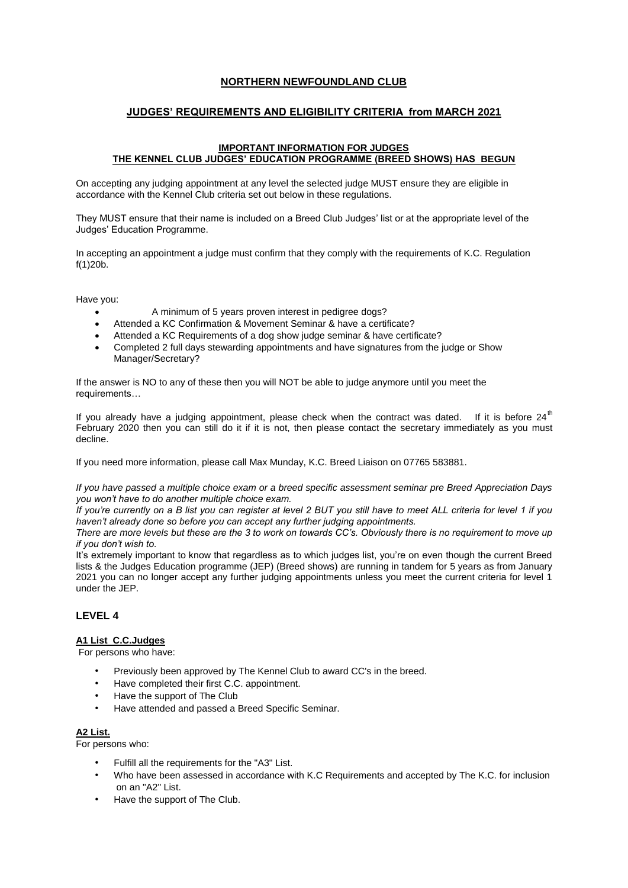# NORTHERN NEWFOUNDLAND CLUB

## JUDGES' REQUIREMENTS AND ELIGIBILITY CRITERIA from MARCH 2021

### IMPORTANT INFORMATION FOR JUDGES
### THE KENNEL CLUB JUDGES' EDUCATION PROGRAMME (BREED SHOWS) HAS BEGUN

On accepting any judging appointment at any level the selected judge MUST ensure they are eligible in accordance with the Kennel Club criteria set out below in these regulations.

They MUST ensure that their name is included on a Breed Club Judges' list or at the appropriate level of the Judges' Education Programme.

In accepting an appointment a judge must confirm that they comply with the requirements of K.C. Regulation f(1)20b.

Have you:

- A minimum of 5 years proven interest in pedigree dogs?
- Attended a KC Confirmation & Movement Seminar & have a certificate?
- Attended a KC Requirements of a dog show judge seminar & have certificate?
- Completed 2 full days stewarding appointments and have signatures from the judge or Show Manager/Secretary?

If the answer is NO to any of these then you will NOT be able to judge anymore until you meet the requirements…

If you already have a judging appointment, please check when the contract was dated. If it is before 24th February 2020 then you can still do it if it is not, then please contact the secretary immediately as you must decline.

If you need more information, please call Max Munday, K.C. Breed Liaison on 07765 583881.

*If you have passed a multiple choice exam or a breed specific assessment seminar pre Breed Appreciation Days you won't have to do another multiple choice exam.*

*If you're currently on a B list you can register at level 2 BUT you still have to meet ALL criteria for level 1 if you haven't already done so before you can accept any further judging appointments.*

*There are more levels but these are the 3 to work on towards CC's. Obviously there is no requirement to move up if you don't wish to.*

It's extremely important to know that regardless as to which judges list, you're on even though the current Breed lists & the Judges Education programme (JEP) (Breed shows) are running in tandem for 5 years as from January 2021 you can no longer accept any further judging appointments unless you meet the current criteria for level 1 under the JEP.

## LEVEL 4

**A1 List C.C.Judges**

For persons who have:

- Previously been approved by The Kennel Club to award CC's in the breed.
- Have completed their first C.C. appointment.
- Have the support of The Club
- Have attended and passed a Breed Specific Seminar.

**A2 List.**

For persons who:

- Fulfill all the requirements for the "A3" List.
- Who have been assessed in accordance with K.C Requirements and accepted by The K.C. for inclusion on an "A2" List.
- Have the support of The Club.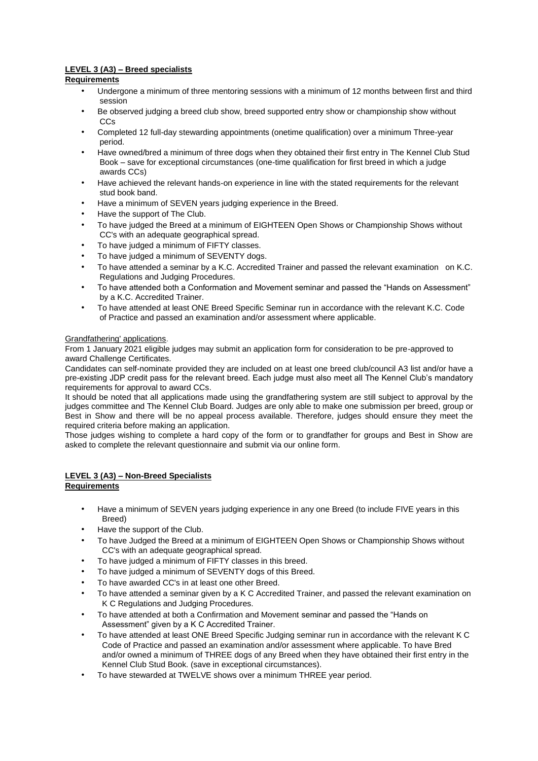**LEVEL 3 (A3) – Breed specialists**

**Requirements**

- Undergone a minimum of three mentoring sessions with a minimum of 12 months between first and third session
- Be observed judging a breed club show, breed supported entry show or championship show without CCs
- Completed 12 full-day stewarding appointments (onetime qualification) over a minimum Three-year period.
- Have owned/bred a minimum of three dogs when they obtained their first entry in The Kennel Club Stud Book – save for exceptional circumstances (one-time qualification for first breed in which a judge awards CCs)
- Have achieved the relevant hands-on experience in line with the stated requirements for the relevant stud book band.
- Have a minimum of SEVEN years judging experience in the Breed.
- Have the support of The Club.
- To have judged the Breed at a minimum of EIGHTEEN Open Shows or Championship Shows without CC's with an adequate geographical spread.
- To have judged a minimum of FIFTY classes.
- To have judged a minimum of SEVENTY dogs.
- To have attended a seminar by a K.C. Accredited Trainer and passed the relevant examination on K.C. Regulations and Judging Procedures.
- To have attended both a Conformation and Movement seminar and passed the "Hands on Assessment" by a K.C. Accredited Trainer.
- To have attended at least ONE Breed Specific Seminar run in accordance with the relevant K.C. Code of Practice and passed an examination and/or assessment where applicable.

Grandfathering' applications.

From 1 January 2021 eligible judges may submit an application form for consideration to be pre-approved to award Challenge Certificates.

Candidates can self-nominate provided they are included on at least one breed club/council A3 list and/or have a pre-existing JDP credit pass for the relevant breed. Each judge must also meet all The Kennel Club's mandatory requirements for approval to award CCs.

It should be noted that all applications made using the grandfathering system are still subject to approval by the judges committee and The Kennel Club Board. Judges are only able to make one submission per breed, group or Best in Show and there will be no appeal process available. Therefore, judges should ensure they meet the required criteria before making an application.

Those judges wishing to complete a hard copy of the form or to grandfather for groups and Best in Show are asked to complete the relevant questionnaire and submit via our online form.

**LEVEL 3 (A3) – Non-Breed Specialists**

**Requirements**

- Have a minimum of SEVEN years judging experience in any one Breed (to include FIVE years in this Breed)
- Have the support of the Club.
- To have Judged the Breed at a minimum of EIGHTEEN Open Shows or Championship Shows without CC's with an adequate geographical spread.
- To have judged a minimum of FIFTY classes in this breed.
- To have judged a minimum of SEVENTY dogs of this Breed.
- To have awarded CC's in at least one other Breed.
- To have attended a seminar given by a K C Accredited Trainer, and passed the relevant examination on K C Regulations and Judging Procedures.
- To have attended at both a Confirmation and Movement seminar and passed the "Hands on Assessment" given by a K C Accredited Trainer.
- To have attended at least ONE Breed Specific Judging seminar run in accordance with the relevant K C Code of Practice and passed an examination and/or assessment where applicable. To have Bred and/or owned a minimum of THREE dogs of any Breed when they have obtained their first entry in the Kennel Club Stud Book. (save in exceptional circumstances).
- To have stewarded at TWELVE shows over a minimum THREE year period.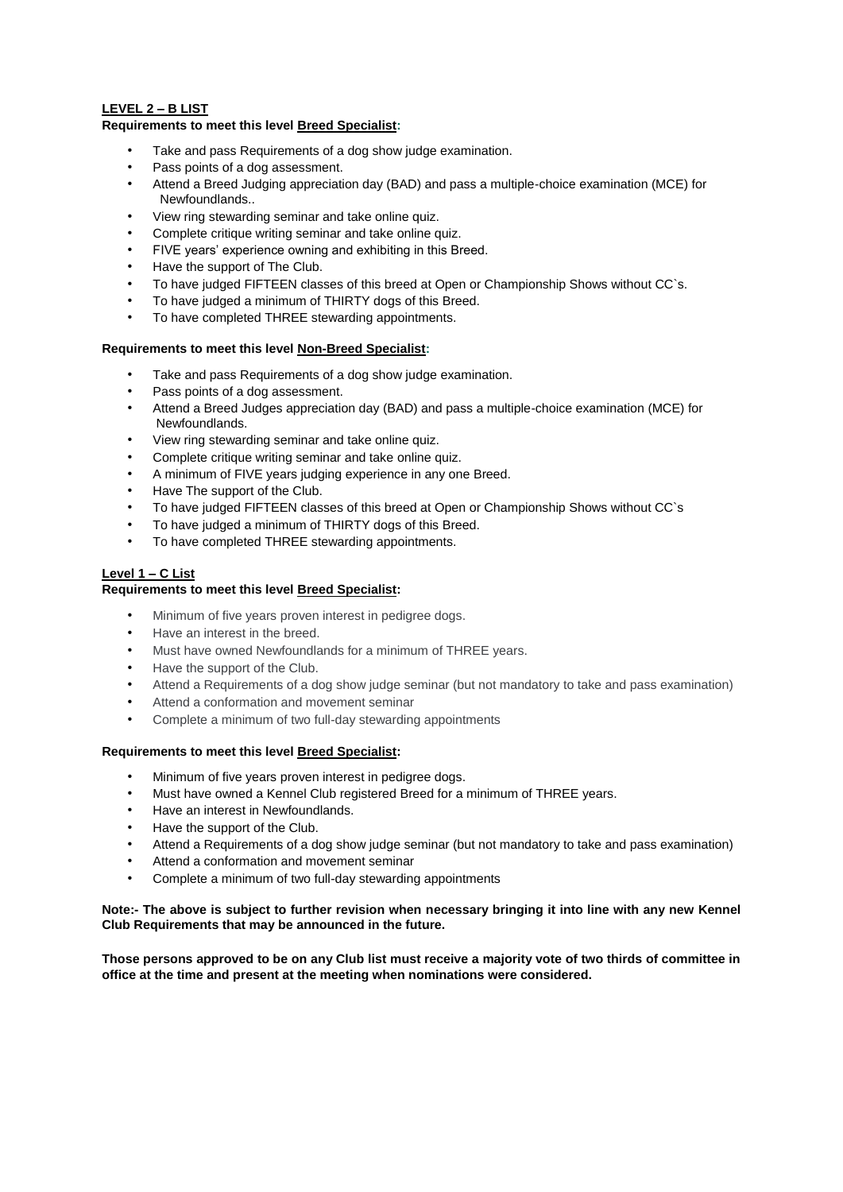**<u>LEVEL 2 – B LIST</u>**

**Requirements to meet this level <u>Breed Specialist</u>:**

- Take and pass Requirements of a dog show judge examination.
- Pass points of a dog assessment.
- Attend a Breed Judging appreciation day (BAD) and pass a multiple-choice examination (MCE) for Newfoundlands..
- View ring stewarding seminar and take online quiz.
- Complete critique writing seminar and take online quiz.
- FIVE years' experience owning and exhibiting in this Breed.
- Have the support of The Club.
- To have judged FIFTEEN classes of this breed at Open or Championship Shows without CC`s.
- To have judged a minimum of THIRTY dogs of this Breed.
- To have completed THREE stewarding appointments.

**Requirements to meet this level <u>Non-Breed Specialist</u>:**

- Take and pass Requirements of a dog show judge examination.
- Pass points of a dog assessment.
- Attend a Breed Judges appreciation day (BAD) and pass a multiple-choice examination (MCE) for Newfoundlands.
- View ring stewarding seminar and take online quiz.
- Complete critique writing seminar and take online quiz.
- A minimum of FIVE years judging experience in any one Breed.
- Have The support of the Club.
- To have judged FIFTEEN classes of this breed at Open or Championship Shows without CC`s
- To have judged a minimum of THIRTY dogs of this Breed.
- To have completed THREE stewarding appointments.

**<u>Level 1 – C List</u>**

**Requirements to meet this level <u>Breed Specialist</u>:**

- Minimum of five years proven interest in pedigree dogs.
- Have an interest in the breed.
- Must have owned Newfoundlands for a minimum of THREE years.
- Have the support of the Club.
- Attend a Requirements of a dog show judge seminar (but not mandatory to take and pass examination)
- Attend a conformation and movement seminar
- Complete a minimum of two full-day stewarding appointments

**Requirements to meet this level <u>Breed Specialist</u>:**

- Minimum of five years proven interest in pedigree dogs.
- Must have owned a Kennel Club registered Breed for a minimum of THREE years.
- Have an interest in Newfoundlands.
- Have the support of the Club.
- Attend a Requirements of a dog show judge seminar (but not mandatory to take and pass examination)
- Attend a conformation and movement seminar
- Complete a minimum of two full-day stewarding appointments

**Note:- The above is subject to further revision when necessary bringing it into line with any new Kennel Club Requirements that may be announced in the future.**

**Those persons approved to be on any Club list must receive a majority vote of two thirds of committee in office at the time and present at the meeting when nominations were considered.**